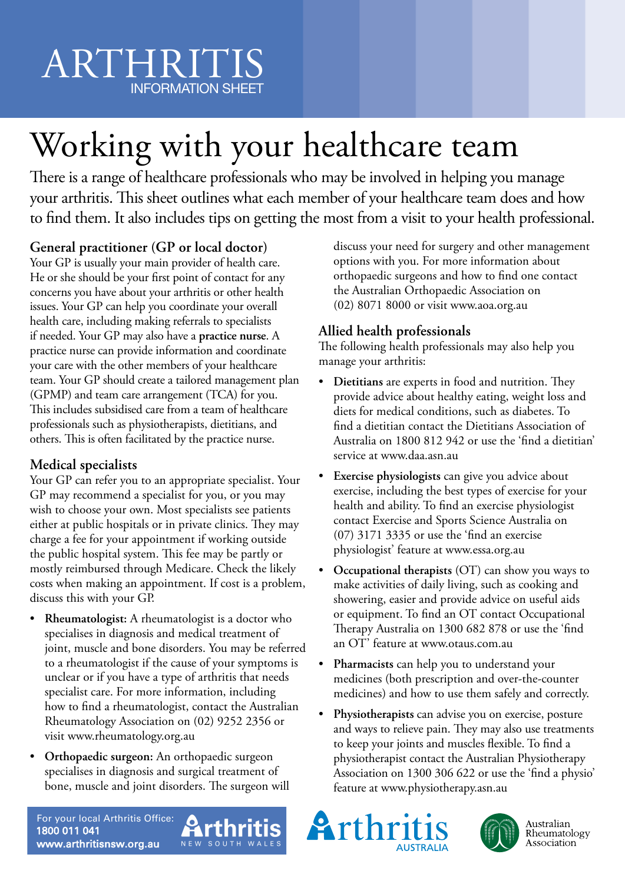ARTHRITIS
INFORMATION SHEET

# Working with your healthcare team

There is a range of healthcare professionals who may be involved in helping you manage your arthritis. This sheet outlines what each member of your healthcare team does and how to find them. It also includes tips on getting the most from a visit to your health professional.

## General practitioner (GP or local doctor)

Your GP is usually your main provider of health care. He or she should be your first point of contact for any concerns you have about your arthritis or other health issues. Your GP can help you coordinate your overall health care, including making referrals to specialists if needed. Your GP may also have a **practice nurse**. A practice nurse can provide information and coordinate your care with the other members of your healthcare team. Your GP should create a tailored management plan (GPMP) and team care arrangement (TCA) for you. This includes subsidised care from a team of healthcare professionals such as physiotherapists, dietitians, and others. This is often facilitated by the practice nurse.

## Medical specialists

Your GP can refer you to an appropriate specialist. Your GP may recommend a specialist for you, or you may wish to choose your own. Most specialists see patients either at public hospitals or in private clinics. They may charge a fee for your appointment if working outside the public hospital system. This fee may be partly or mostly reimbursed through Medicare. Check the likely costs when making an appointment. If cost is a problem, discuss this with your GP.

- **Rheumatologist:** A rheumatologist is a doctor who specialises in diagnosis and medical treatment of joint, muscle and bone disorders. You may be referred to a rheumatologist if the cause of your symptoms is unclear or if you have a type of arthritis that needs specialist care. For more information, including how to find a rheumatologist, contact the Australian Rheumatology Association on (02) 9252 2356 or visit www.rheumatology.org.au
- **Orthopaedic surgeon:** An orthopaedic surgeon specialises in diagnosis and surgical treatment of bone, muscle and joint disorders. The surgeon will discuss your need for surgery and other management options with you. For more information about orthopaedic surgeons and how to find one contact the Australian Orthopaedic Association on (02) 8071 8000 or visit www.aoa.org.au

## Allied health professionals

The following health professionals may also help you manage your arthritis:

- **Dietitians** are experts in food and nutrition. They provide advice about healthy eating, weight loss and diets for medical conditions, such as diabetes. To find a dietitian contact the Dietitians Association of Australia on 1800 812 942 or use the 'find a dietitian' service at www.daa.asn.au
- **Exercise physiologists** can give you advice about exercise, including the best types of exercise for your health and ability. To find an exercise physiologist contact Exercise and Sports Science Australia on (07) 3171 3335 or use the 'find an exercise physiologist' feature at www.essa.org.au
- **Occupational therapists** (OT) can show you ways to make activities of daily living, such as cooking and showering, easier and provide advice on useful aids or equipment. To find an OT contact Occupational Therapy Australia on 1300 682 878 or use the 'find an OT' feature at www.otaus.com.au
- **Pharmacists** can help you to understand your medicines (both prescription and over-the-counter medicines) and how to use them safely and correctly.
- **Physiotherapists** can advise you on exercise, posture and ways to relieve pain. They may also use treatments to keep your joints and muscles flexible. To find a physiotherapist contact the Australian Physiotherapy Association on 1300 306 622 or use the 'find a physio' feature at www.physiotherapy.asn.au

For your local Arthritis Office:
**1800 011 041**
**www.arthritisnsw.org.au**

Arthritis NEW SOUTH WALES

Arthritis AUSTRALIA

Australian Rheumatology Association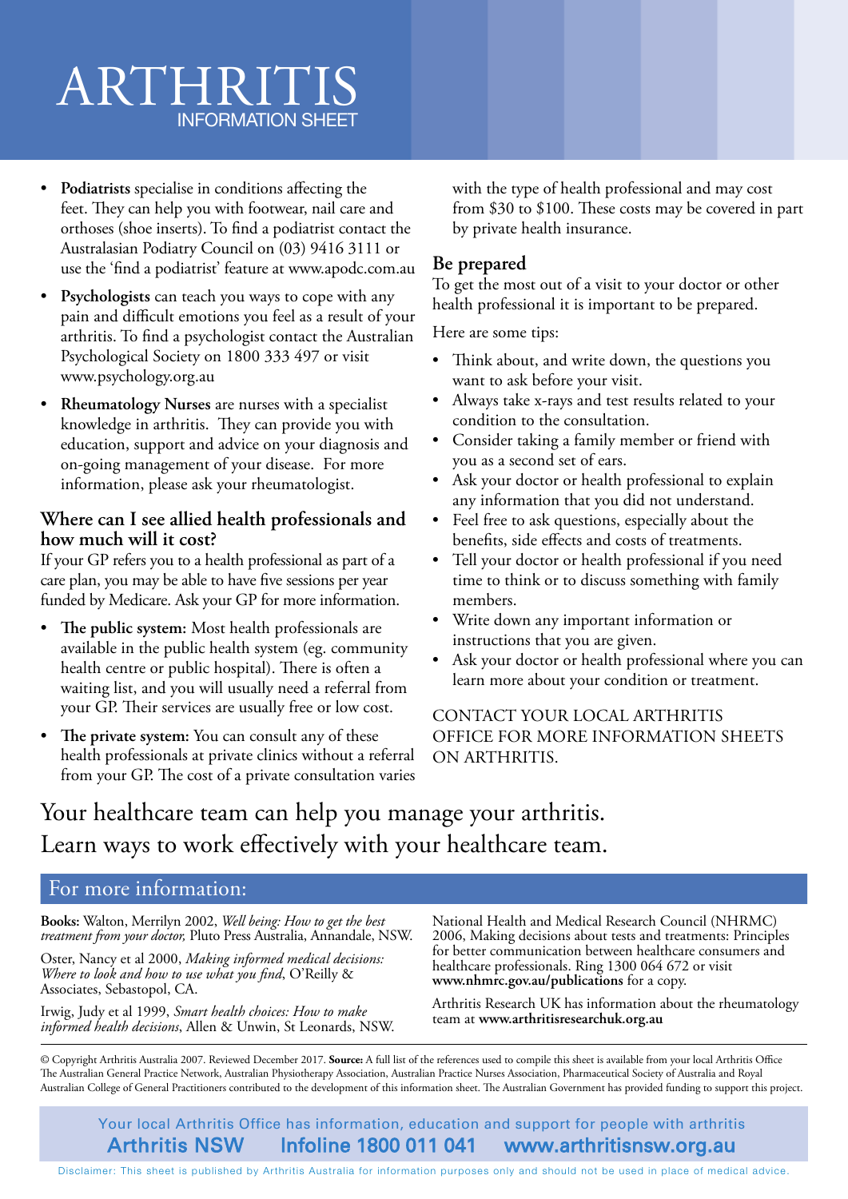# ARTHRITIS
INFORMATION SHEET

- **Podiatrists** specialise in conditions affecting the feet. They can help you with footwear, nail care and orthoses (shoe inserts). To find a podiatrist contact the Australasian Podiatry Council on (03) 9416 3111 or use the 'find a podiatrist' feature at www.apodc.com.au
- **Psychologists** can teach you ways to cope with any pain and difficult emotions you feel as a result of your arthritis. To find a psychologist contact the Australian Psychological Society on 1800 333 497 or visit www.psychology.org.au
- **Rheumatology Nurses** are nurses with a specialist knowledge in arthritis. They can provide you with education, support and advice on your diagnosis and on-going management of your disease. For more information, please ask your rheumatologist.

## Where can I see allied health professionals and how much will it cost?

If your GP refers you to a health professional as part of a care plan, you may be able to have five sessions per year funded by Medicare. Ask your GP for more information.

- **The public system:** Most health professionals are available in the public health system (eg. community health centre or public hospital). There is often a waiting list, and you will usually need a referral from your GP. Their services are usually free or low cost.
- **The private system:** You can consult any of these health professionals at private clinics without a referral from your GP. The cost of a private consultation varies with the type of health professional and may cost from $30 to $100. These costs may be covered in part by private health insurance.

## Be prepared

To get the most out of a visit to your doctor or other health professional it is important to be prepared.

Here are some tips:

- Think about, and write down, the questions you want to ask before your visit.
- Always take x-rays and test results related to your condition to the consultation.
- Consider taking a family member or friend with you as a second set of ears.
- Ask your doctor or health professional to explain any information that you did not understand.
- Feel free to ask questions, especially about the benefits, side effects and costs of treatments.
- Tell your doctor or health professional if you need time to think or to discuss something with family members.
- Write down any important information or instructions that you are given.
- Ask your doctor or health professional where you can learn more about your condition or treatment.

CONTACT YOUR LOCAL ARTHRITIS OFFICE FOR MORE INFORMATION SHEETS ON ARTHRITIS.

Your healthcare team can help you manage your arthritis. Learn ways to work effectively with your healthcare team.

## For more information:

**Books:** Walton, Merrilyn 2002, *Well being: How to get the best treatment from your doctor,* Pluto Press Australia, Annandale, NSW.

Oster, Nancy et al 2000, *Making informed medical decisions: Where to look and how to use what you find*, O'Reilly & Associates, Sebastopol, CA.

Irwig, Judy et al 1999, *Smart health choices: How to make informed health decisions*, Allen & Unwin, St Leonards, NSW.

National Health and Medical Research Council (NHMRC) 2006, Making decisions about tests and treatments: Principles for better communication between healthcare consumers and healthcare professionals. Ring 1300 064 672 or visit **www.nhmrc.gov.au/publications** for a copy.

Arthritis Research UK has information about the rheumatology team at **www.arthritisresearchuk.org.au**

© Copyright Arthritis Australia 2007. Reviewed December 2017. **Source:** A full list of the references used to compile this sheet is available from your local Arthritis Office The Australian General Practice Network, Australian Physiotherapy Association, Australian Practice Nurses Association, Pharmaceutical Society of Australia and Royal Australian College of General Practitioners contributed to the development of this information sheet. The Australian Government has provided funding to support this project.

Your local Arthritis Office has information, education and support for people with arthritis

**Arthritis NSW Infoline 1800 011 041 www.arthritisnsw.org.au**

Disclaimer: This sheet is published by Arthritis Australia for information purposes only and should not be used in place of medical advice.